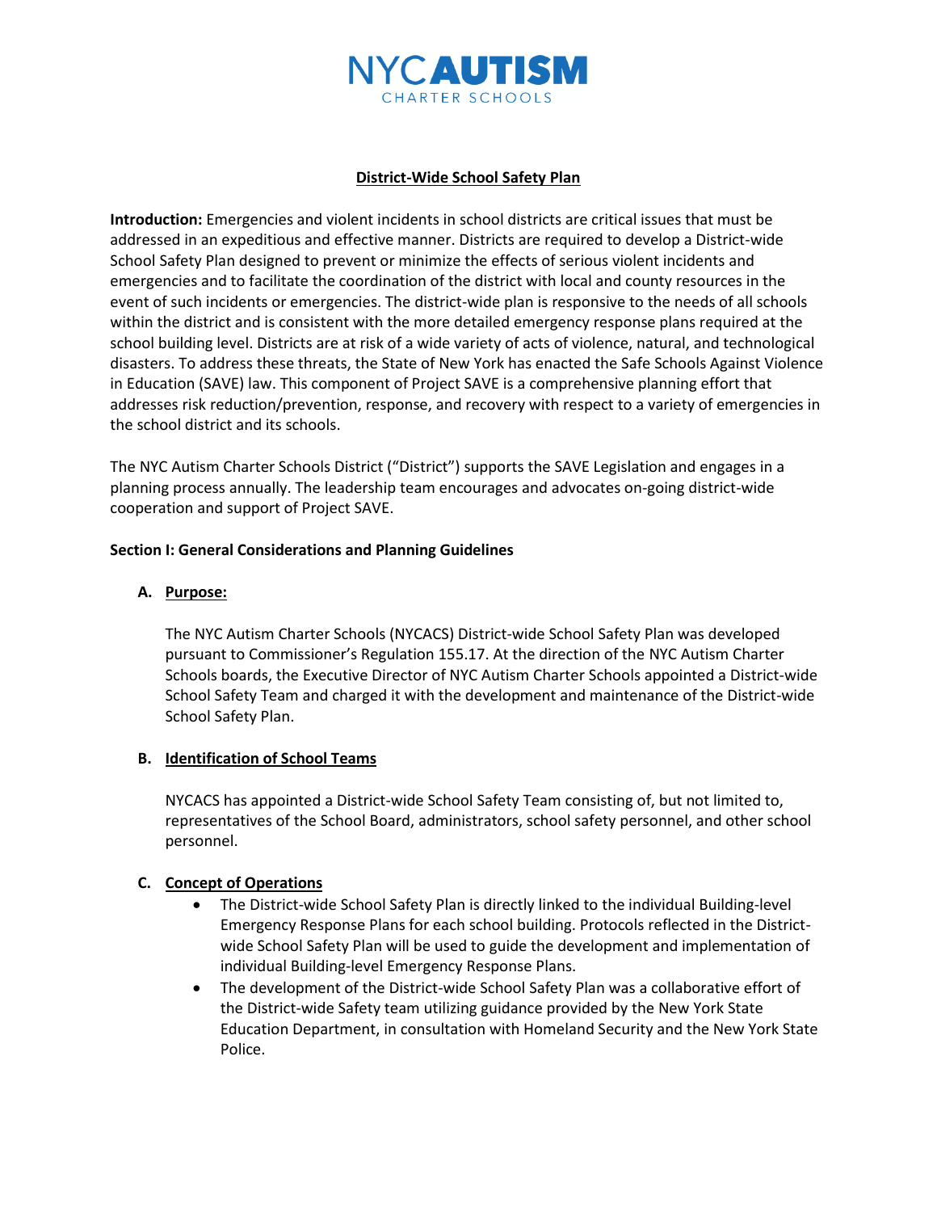NYC AUTISM
CHARTER SCHOOLS

# District-Wide School Safety Plan

**Introduction:** Emergencies and violent incidents in school districts are critical issues that must be addressed in an expeditious and effective manner. Districts are required to develop a District-wide School Safety Plan designed to prevent or minimize the effects of serious violent incidents and emergencies and to facilitate the coordination of the district with local and county resources in the event of such incidents or emergencies. The district-wide plan is responsive to the needs of all schools within the district and is consistent with the more detailed emergency response plans required at the school building level. Districts are at risk of a wide variety of acts of violence, natural, and technological disasters. To address these threats, the State of New York has enacted the Safe Schools Against Violence in Education (SAVE) law. This component of Project SAVE is a comprehensive planning effort that addresses risk reduction/prevention, response, and recovery with respect to a variety of emergencies in the school district and its schools.

The NYC Autism Charter Schools District ("District") supports the SAVE Legislation and engages in a planning process annually. The leadership team encourages and advocates on-going district-wide cooperation and support of Project SAVE.

## Section I: General Considerations and Planning Guidelines

### A. Purpose:

The NYC Autism Charter Schools (NYCACS) District-wide School Safety Plan was developed pursuant to Commissioner's Regulation 155.17. At the direction of the NYC Autism Charter Schools boards, the Executive Director of NYC Autism Charter Schools appointed a District-wide School Safety Team and charged it with the development and maintenance of the District-wide School Safety Plan.

### B. Identification of School Teams

NYCACS has appointed a District-wide School Safety Team consisting of, but not limited to, representatives of the School Board, administrators, school safety personnel, and other school personnel.

### C. Concept of Operations

- The District-wide School Safety Plan is directly linked to the individual Building-level Emergency Response Plans for each school building. Protocols reflected in the District-wide School Safety Plan will be used to guide the development and implementation of individual Building-level Emergency Response Plans.
- The development of the District-wide School Safety Plan was a collaborative effort of the District-wide Safety team utilizing guidance provided by the New York State Education Department, in consultation with Homeland Security and the New York State Police.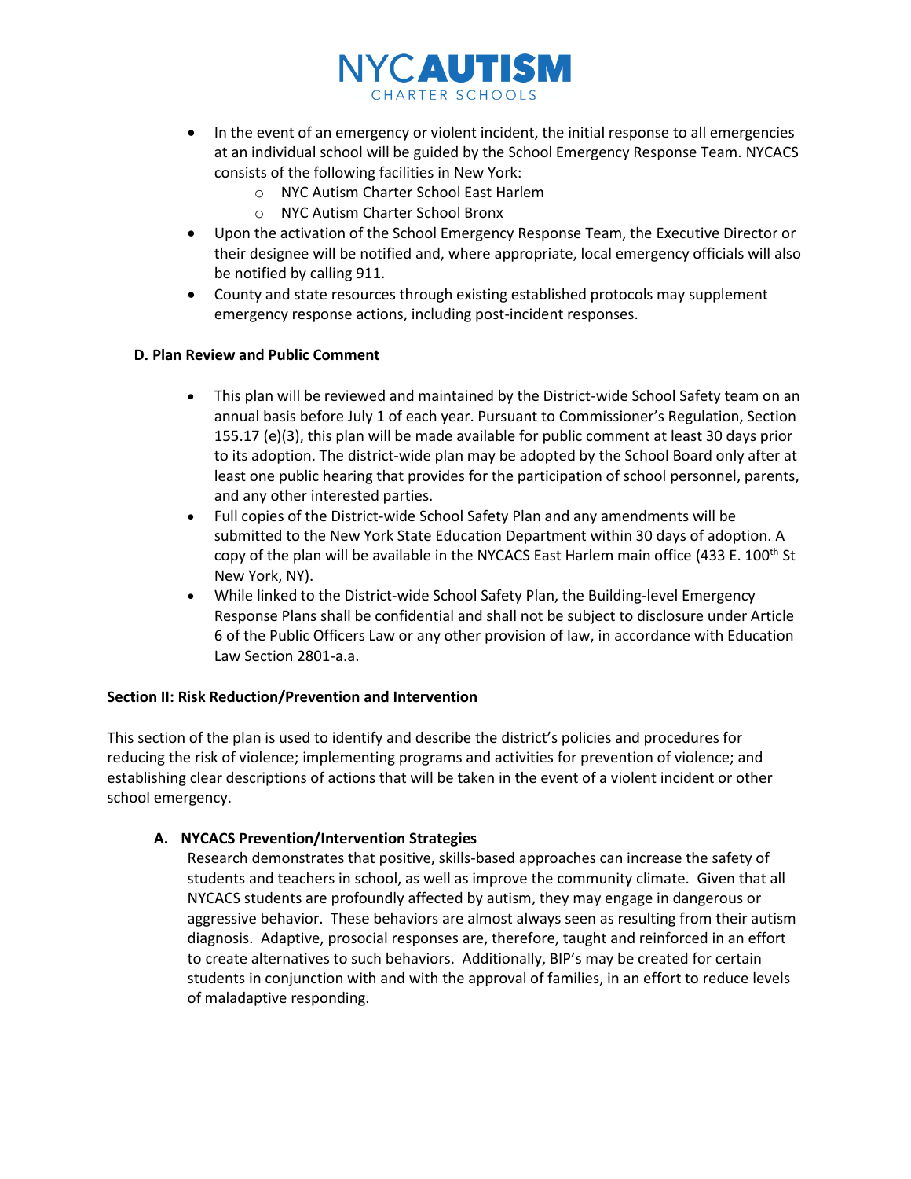- In the event of an emergency or violent incident, the initial response to all emergencies at an individual school will be guided by the School Emergency Response Team. NYCACS consists of the following facilities in New York:
  - NYC Autism Charter School East Harlem
  - NYC Autism Charter School Bronx
- Upon the activation of the School Emergency Response Team, the Executive Director or their designee will be notified and, where appropriate, local emergency officials will also be notified by calling 911.
- County and state resources through existing established protocols may supplement emergency response actions, including post-incident responses.

**D. Plan Review and Public Comment**

- This plan will be reviewed and maintained by the District-wide School Safety team on an annual basis before July 1 of each year. Pursuant to Commissioner's Regulation, Section 155.17 (e)(3), this plan will be made available for public comment at least 30 days prior to its adoption. The district-wide plan may be adopted by the School Board only after at least one public hearing that provides for the participation of school personnel, parents, and any other interested parties.
- Full copies of the District-wide School Safety Plan and any amendments will be submitted to the New York State Education Department within 30 days of adoption. A copy of the plan will be available in the NYCACS East Harlem main office (433 E. 100th St New York, NY).
- While linked to the District-wide School Safety Plan, the Building-level Emergency Response Plans shall be confidential and shall not be subject to disclosure under Article 6 of the Public Officers Law or any other provision of law, in accordance with Education Law Section 2801-a.a.

## Section II: Risk Reduction/Prevention and Intervention

This section of the plan is used to identify and describe the district's policies and procedures for reducing the risk of violence; implementing programs and activities for prevention of violence; and establishing clear descriptions of actions that will be taken in the event of a violent incident or other school emergency.

### A. NYCACS Prevention/Intervention Strategies

Research demonstrates that positive, skills-based approaches can increase the safety of students and teachers in school, as well as improve the community climate. Given that all NYCACS students are profoundly affected by autism, they may engage in dangerous or aggressive behavior. These behaviors are almost always seen as resulting from their autism diagnosis. Adaptive, prosocial responses are, therefore, taught and reinforced in an effort to create alternatives to such behaviors. Additionally, BIP's may be created for certain students in conjunction with and with the approval of families, in an effort to reduce levels of maladaptive responding.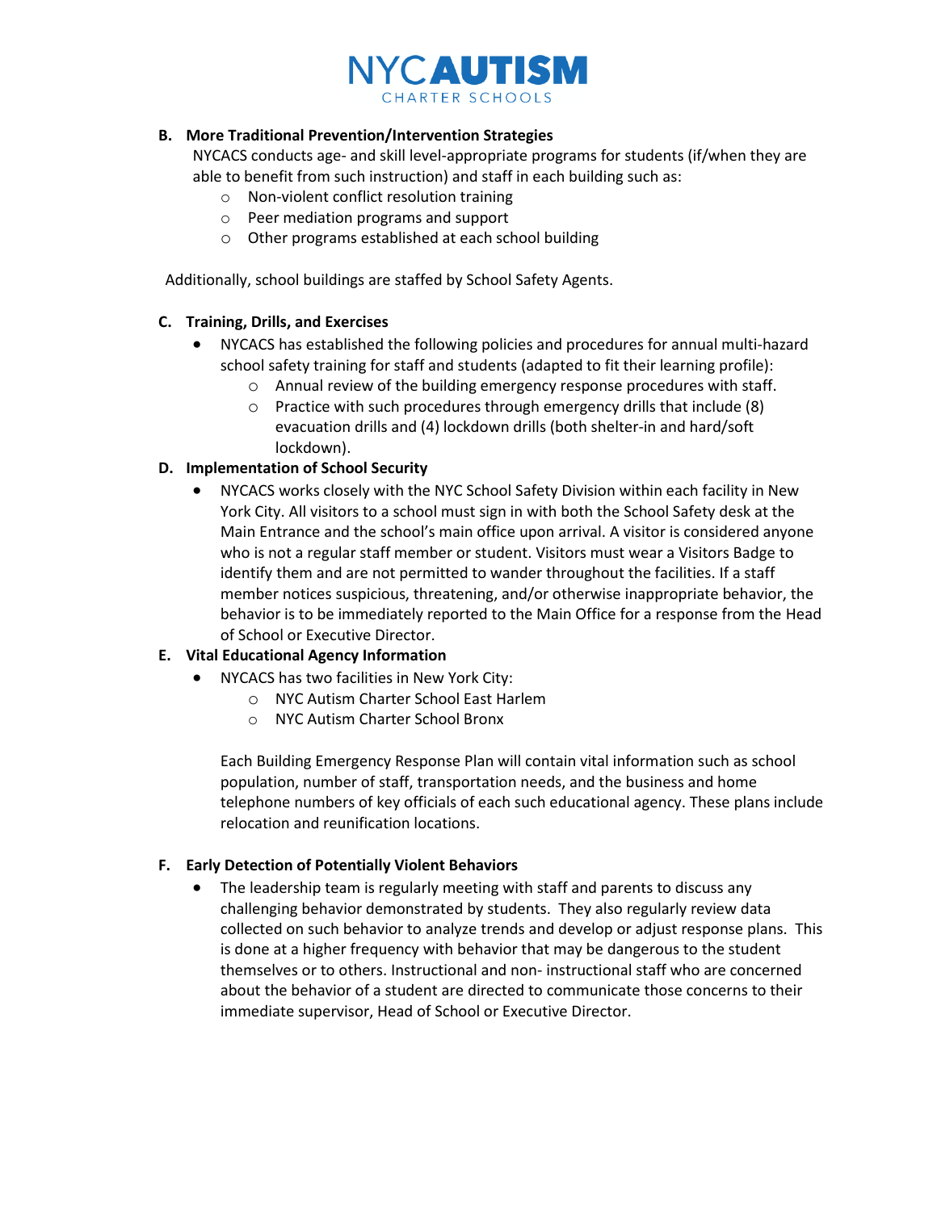**B. More Traditional Prevention/Intervention Strategies**

NYCACS conducts age- and skill level-appropriate programs for students (if/when they are able to benefit from such instruction) and staff in each building such as:

- Non-violent conflict resolution training
- Peer mediation programs and support
- Other programs established at each school building

Additionally, school buildings are staffed by School Safety Agents.

**C. Training, Drills, and Exercises**

- NYCACS has established the following policies and procedures for annual multi-hazard school safety training for staff and students (adapted to fit their learning profile):
    - Annual review of the building emergency response procedures with staff.
    - Practice with such procedures through emergency drills that include (8) evacuation drills and (4) lockdown drills (both shelter-in and hard/soft lockdown).

**D. Implementation of School Security**

- NYCACS works closely with the NYC School Safety Division within each facility in New York City. All visitors to a school must sign in with both the School Safety desk at the Main Entrance and the school's main office upon arrival. A visitor is considered anyone who is not a regular staff member or student. Visitors must wear a Visitors Badge to identify them and are not permitted to wander throughout the facilities. If a staff member notices suspicious, threatening, and/or otherwise inappropriate behavior, the behavior is to be immediately reported to the Main Office for a response from the Head of School or Executive Director.

**E. Vital Educational Agency Information**

- NYCACS has two facilities in New York City:
    - NYC Autism Charter School East Harlem
    - NYC Autism Charter School Bronx

  Each Building Emergency Response Plan will contain vital information such as school population, number of staff, transportation needs, and the business and home telephone numbers of key officials of each such educational agency. These plans include relocation and reunification locations.

**F. Early Detection of Potentially Violent Behaviors**

- The leadership team is regularly meeting with staff and parents to discuss any challenging behavior demonstrated by students. They also regularly review data collected on such behavior to analyze trends and develop or adjust response plans. This is done at a higher frequency with behavior that may be dangerous to the student themselves or to others. Instructional and non- instructional staff who are concerned about the behavior of a student are directed to communicate those concerns to their immediate supervisor, Head of School or Executive Director.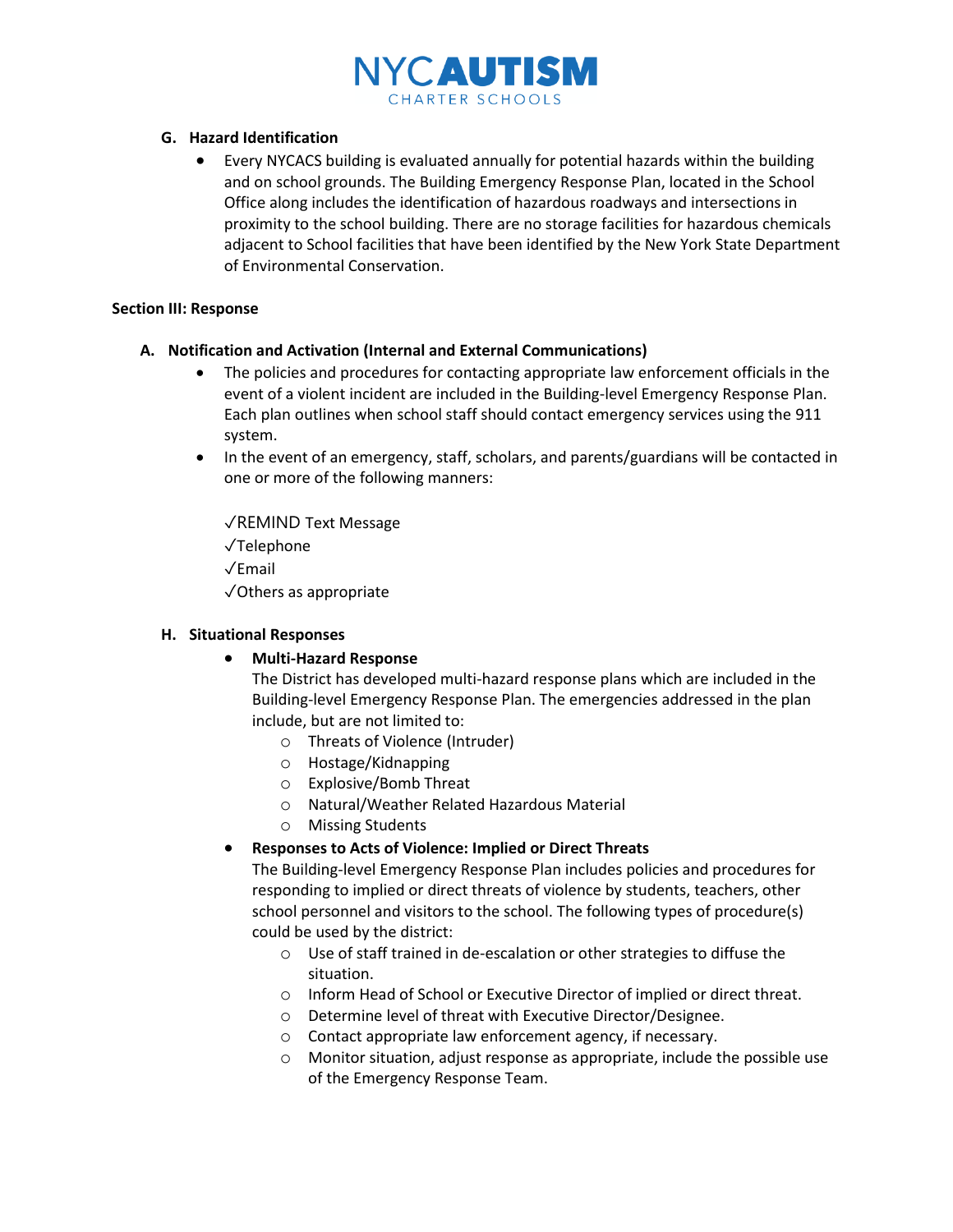### G. Hazard Identification

- Every NYCACS building is evaluated annually for potential hazards within the building and on school grounds. The Building Emergency Response Plan, located in the School Office along includes the identification of hazardous roadways and intersections in proximity to the school building. There are no storage facilities for hazardous chemicals adjacent to School facilities that have been identified by the New York State Department of Environmental Conservation.

## Section III: Response

### A. Notification and Activation (Internal and External Communications)

- The policies and procedures for contacting appropriate law enforcement officials in the event of a violent incident are included in the Building-level Emergency Response Plan. Each plan outlines when school staff should contact emergency services using the 911 system.
- In the event of an emergency, staff, scholars, and parents/guardians will be contacted in one or more of the following manners:

  ✓REMIND Text Message
  ✓Telephone
  ✓Email
  ✓Others as appropriate

### H. Situational Responses

- **Multi-Hazard Response**
  The District has developed multi-hazard response plans which are included in the Building-level Emergency Response Plan. The emergencies addressed in the plan include, but are not limited to:
  - Threats of Violence (Intruder)
  - Hostage/Kidnapping
  - Explosive/Bomb Threat
  - Natural/Weather Related Hazardous Material
  - Missing Students
- **Responses to Acts of Violence: Implied or Direct Threats**
  The Building-level Emergency Response Plan includes policies and procedures for responding to implied or direct threats of violence by students, teachers, other school personnel and visitors to the school. The following types of procedure(s) could be used by the district:
  - Use of staff trained in de-escalation or other strategies to diffuse the situation.
  - Inform Head of School or Executive Director of implied or direct threat.
  - Determine level of threat with Executive Director/Designee.
  - Contact appropriate law enforcement agency, if necessary.
  - Monitor situation, adjust response as appropriate, include the possible use of the Emergency Response Team.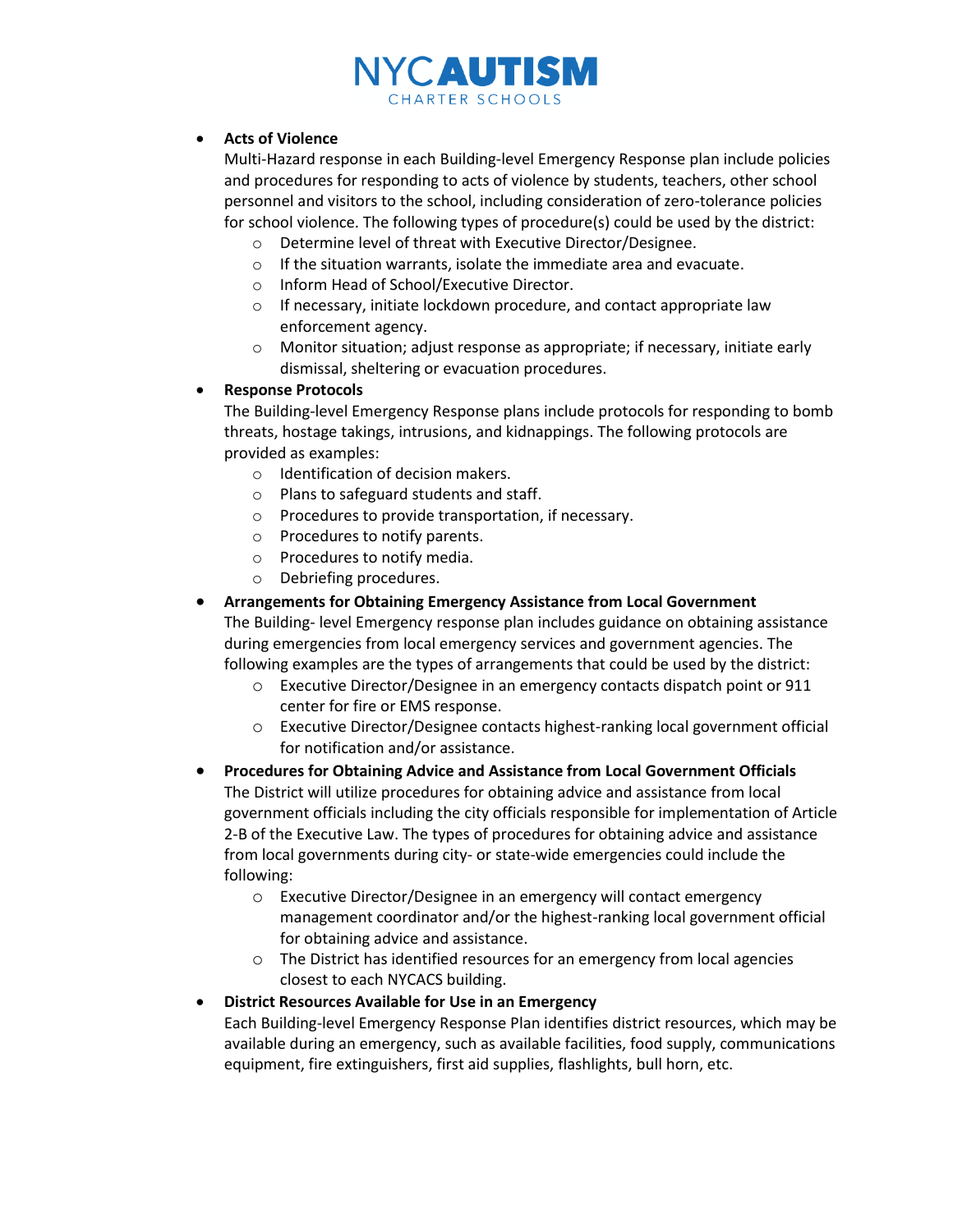- **Acts of Violence**
  Multi-Hazard response in each Building-level Emergency Response plan include policies and procedures for responding to acts of violence by students, teachers, other school personnel and visitors to the school, including consideration of zero-tolerance policies for school violence. The following types of procedure(s) could be used by the district:
    - Determine level of threat with Executive Director/Designee.
    - If the situation warrants, isolate the immediate area and evacuate.
    - Inform Head of School/Executive Director.
    - If necessary, initiate lockdown procedure, and contact appropriate law enforcement agency.
    - Monitor situation; adjust response as appropriate; if necessary, initiate early dismissal, sheltering or evacuation procedures.
- **Response Protocols**
  The Building-level Emergency Response plans include protocols for responding to bomb threats, hostage takings, intrusions, and kidnappings. The following protocols are provided as examples:
    - Identification of decision makers.
    - Plans to safeguard students and staff.
    - Procedures to provide transportation, if necessary.
    - Procedures to notify parents.
    - Procedures to notify media.
    - Debriefing procedures.
- **Arrangements for Obtaining Emergency Assistance from Local Government**
  The Building- level Emergency response plan includes guidance on obtaining assistance during emergencies from local emergency services and government agencies. The following examples are the types of arrangements that could be used by the district:
    - Executive Director/Designee in an emergency contacts dispatch point or 911 center for fire or EMS response.
    - Executive Director/Designee contacts highest-ranking local government official for notification and/or assistance.
- **Procedures for Obtaining Advice and Assistance from Local Government Officials**
  The District will utilize procedures for obtaining advice and assistance from local government officials including the city officials responsible for implementation of Article 2-B of the Executive Law. The types of procedures for obtaining advice and assistance from local governments during city- or state-wide emergencies could include the following:
    - Executive Director/Designee in an emergency will contact emergency management coordinator and/or the highest-ranking local government official for obtaining advice and assistance.
    - The District has identified resources for an emergency from local agencies closest to each NYCACS building.
- **District Resources Available for Use in an Emergency**
  Each Building-level Emergency Response Plan identifies district resources, which may be available during an emergency, such as available facilities, food supply, communications equipment, fire extinguishers, first aid supplies, flashlights, bull horn, etc.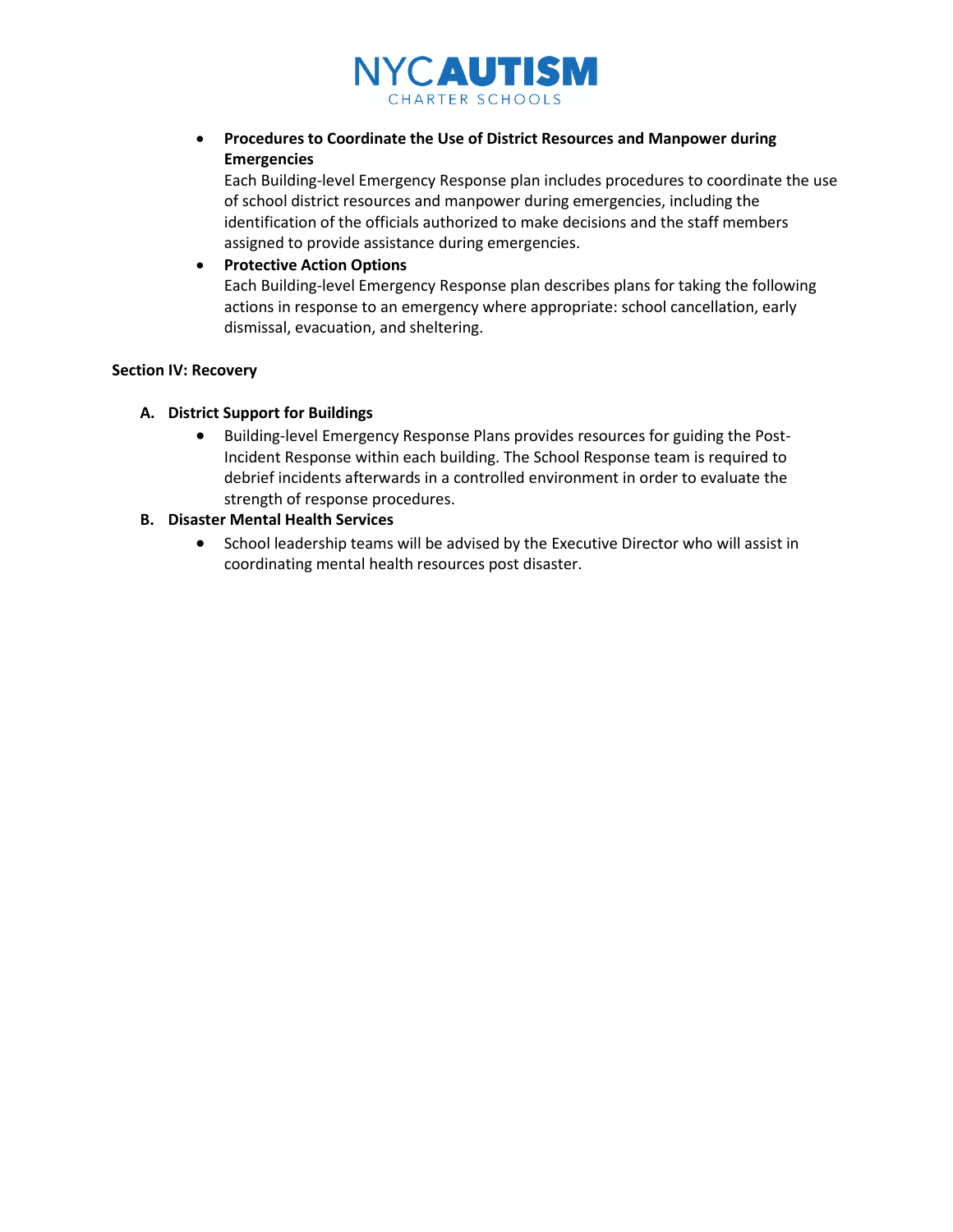- **Procedures to Coordinate the Use of District Resources and Manpower during Emergencies**
  Each Building-level Emergency Response plan includes procedures to coordinate the use of school district resources and manpower during emergencies, including the identification of the officials authorized to make decisions and the staff members assigned to provide assistance during emergencies.
- **Protective Action Options**
  Each Building-level Emergency Response plan describes plans for taking the following actions in response to an emergency where appropriate: school cancellation, early dismissal, evacuation, and sheltering.

**Section IV: Recovery**

**A. District Support for Buildings**

- Building-level Emergency Response Plans provides resources for guiding the Post-Incident Response within each building. The School Response team is required to debrief incidents afterwards in a controlled environment in order to evaluate the strength of response procedures.

**B. Disaster Mental Health Services**

- School leadership teams will be advised by the Executive Director who will assist in coordinating mental health resources post disaster.